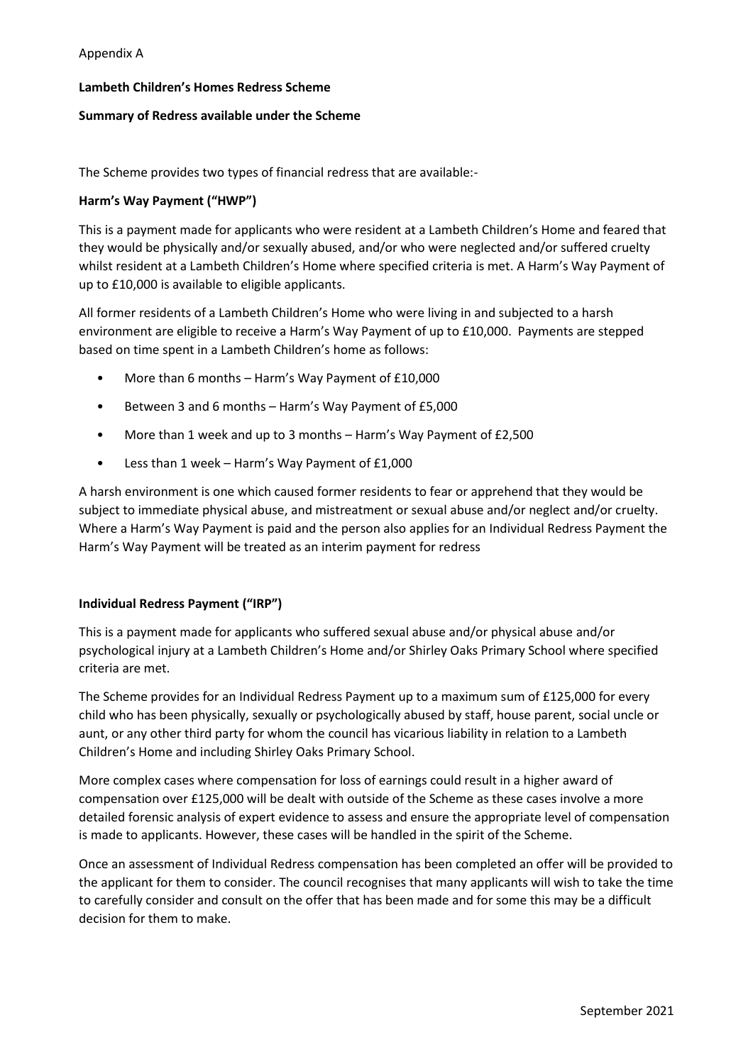Appendix A

**Lambeth Children's Homes Redress Scheme**

**Summary of Redress available under the Scheme**

The Scheme provides two types of financial redress that are available:-

**Harm's Way Payment ("HWP")**

This is a payment made for applicants who were resident at a Lambeth Children's Home and feared that they would be physically and/or sexually abused, and/or who were neglected and/or suffered cruelty whilst resident at a Lambeth Children's Home where specified criteria is met. A Harm's Way Payment of up to £10,000 is available to eligible applicants.

All former residents of a Lambeth Children's Home who were living in and subjected to a harsh environment are eligible to receive a Harm's Way Payment of up to £10,000. Payments are stepped based on time spent in a Lambeth Children's home as follows:

- More than 6 months – Harm's Way Payment of £10,000
- Between 3 and 6 months – Harm's Way Payment of £5,000
- More than 1 week and up to 3 months – Harm's Way Payment of £2,500
- Less than 1 week – Harm's Way Payment of £1,000

A harsh environment is one which caused former residents to fear or apprehend that they would be subject to immediate physical abuse, and mistreatment or sexual abuse and/or neglect and/or cruelty. Where a Harm's Way Payment is paid and the person also applies for an Individual Redress Payment the Harm's Way Payment will be treated as an interim payment for redress

**Individual Redress Payment ("IRP")**

This is a payment made for applicants who suffered sexual abuse and/or physical abuse and/or psychological injury at a Lambeth Children's Home and/or Shirley Oaks Primary School where specified criteria are met.

The Scheme provides for an Individual Redress Payment up to a maximum sum of £125,000 for every child who has been physically, sexually or psychologically abused by staff, house parent, social uncle or aunt, or any other third party for whom the council has vicarious liability in relation to a Lambeth Children's Home and including Shirley Oaks Primary School.

More complex cases where compensation for loss of earnings could result in a higher award of compensation over £125,000 will be dealt with outside of the Scheme as these cases involve a more detailed forensic analysis of expert evidence to assess and ensure the appropriate level of compensation is made to applicants. However, these cases will be handled in the spirit of the Scheme.

Once an assessment of Individual Redress compensation has been completed an offer will be provided to the applicant for them to consider. The council recognises that many applicants will wish to take the time to carefully consider and consult on the offer that has been made and for some this may be a difficult decision for them to make.

September 2021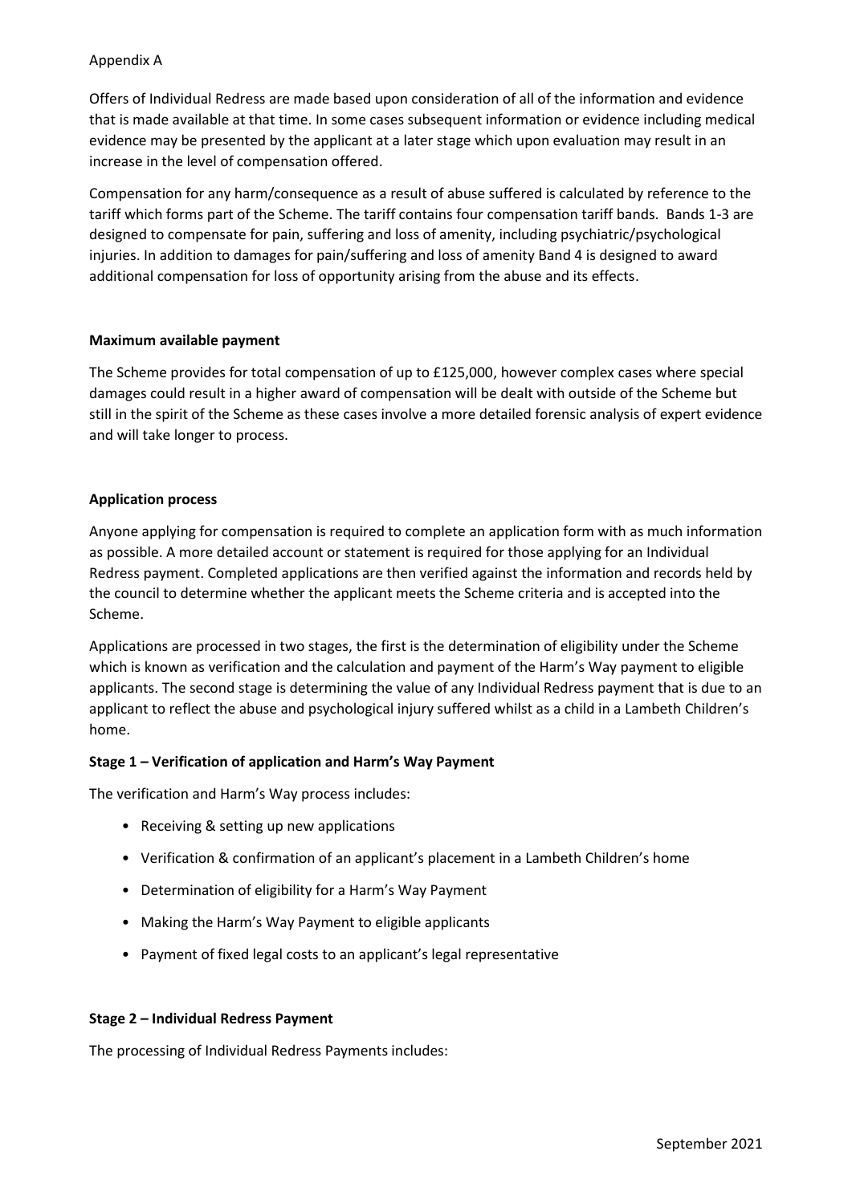Appendix A

Offers of Individual Redress are made based upon consideration of all of the information and evidence that is made available at that time. In some cases subsequent information or evidence including medical evidence may be presented by the applicant at a later stage which upon evaluation may result in an increase in the level of compensation offered.

Compensation for any harm/consequence as a result of abuse suffered is calculated by reference to the tariff which forms part of the Scheme. The tariff contains four compensation tariff bands. Bands 1-3 are designed to compensate for pain, suffering and loss of amenity, including psychiatric/psychological injuries. In addition to damages for pain/suffering and loss of amenity Band 4 is designed to award additional compensation for loss of opportunity arising from the abuse and its effects.

**Maximum available payment**

The Scheme provides for total compensation of up to £125,000, however complex cases where special damages could result in a higher award of compensation will be dealt with outside of the Scheme but still in the spirit of the Scheme as these cases involve a more detailed forensic analysis of expert evidence and will take longer to process.

**Application process**

Anyone applying for compensation is required to complete an application form with as much information as possible. A more detailed account or statement is required for those applying for an Individual Redress payment. Completed applications are then verified against the information and records held by the council to determine whether the applicant meets the Scheme criteria and is accepted into the Scheme.

Applications are processed in two stages, the first is the determination of eligibility under the Scheme which is known as verification and the calculation and payment of the Harm's Way payment to eligible applicants. The second stage is determining the value of any Individual Redress payment that is due to an applicant to reflect the abuse and psychological injury suffered whilst as a child in a Lambeth Children's home.

**Stage 1 – Verification of application and Harm's Way Payment**

The verification and Harm's Way process includes:

- Receiving & setting up new applications
- Verification & confirmation of an applicant's placement in a Lambeth Children's home
- Determination of eligibility for a Harm's Way Payment
- Making the Harm's Way Payment to eligible applicants
- Payment of fixed legal costs to an applicant's legal representative

**Stage 2 – Individual Redress Payment**

The processing of Individual Redress Payments includes: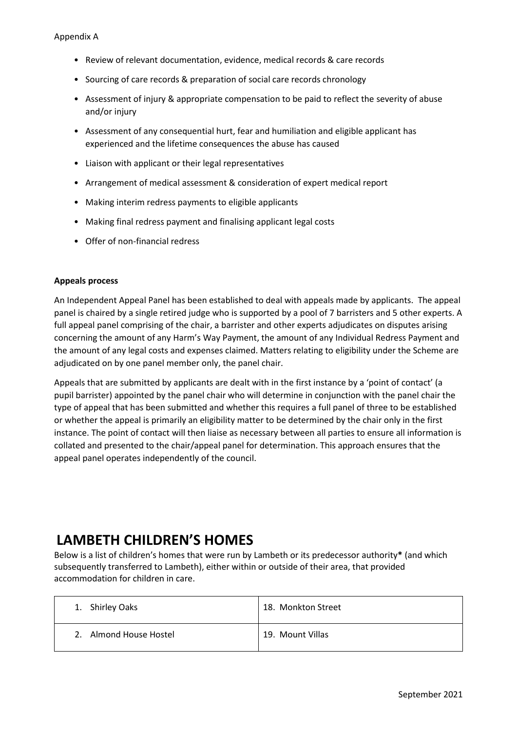Appendix A

- Review of relevant documentation, evidence, medical records & care records
- Sourcing of care records & preparation of social care records chronology
- Assessment of injury & appropriate compensation to be paid to reflect the severity of abuse and/or injury
- Assessment of any consequential hurt, fear and humiliation and eligible applicant has experienced and the lifetime consequences the abuse has caused
- Liaison with applicant or their legal representatives
- Arrangement of medical assessment & consideration of expert medical report
- Making interim redress payments to eligible applicants
- Making final redress payment and finalising applicant legal costs
- Offer of non-financial redress

**Appeals process**

An Independent Appeal Panel has been established to deal with appeals made by applicants. The appeal panel is chaired by a single retired judge who is supported by a pool of 7 barristers and 5 other experts. A full appeal panel comprising of the chair, a barrister and other experts adjudicates on disputes arising concerning the amount of any Harm's Way Payment, the amount of any Individual Redress Payment and the amount of any legal costs and expenses claimed. Matters relating to eligibility under the Scheme are adjudicated on by one panel member only, the panel chair.

Appeals that are submitted by applicants are dealt with in the first instance by a 'point of contact' (a pupil barrister) appointed by the panel chair who will determine in conjunction with the panel chair the type of appeal that has been submitted and whether this requires a full panel of three to be established or whether the appeal is primarily an eligibility matter to be determined by the chair only in the first instance. The point of contact will then liaise as necessary between all parties to ensure all information is collated and presented to the chair/appeal panel for determination. This approach ensures that the appeal panel operates independently of the council.

# LAMBETH CHILDREN'S HOMES

Below is a list of children's homes that were run by Lambeth or its predecessor authority**\*** (and which subsequently transferred to Lambeth), either within or outside of their area, that provided accommodation for children in care.

| | |
|---|---|
| 1. Shirley Oaks | 18. Monkton Street |
| 2. Almond House Hostel | 19. Mount Villas |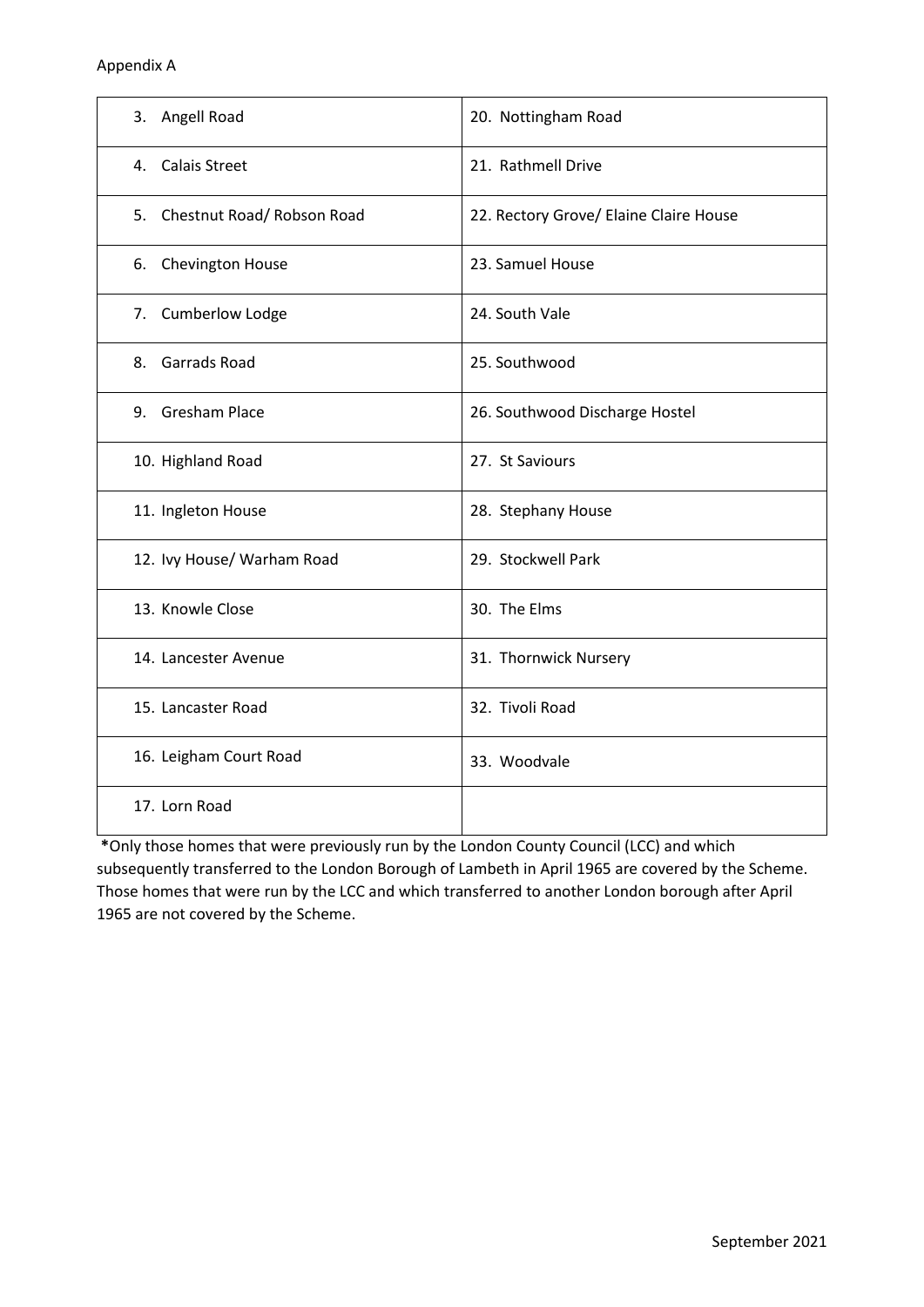Appendix A

| | |
|---|---|
| 3. Angell Road | 20. Nottingham Road |
| 4. Calais Street | 21. Rathmell Drive |
| 5. Chestnut Road/ Robson Road | 22. Rectory Grove/ Elaine Claire House |
| 6. Chevington House | 23. Samuel House |
| 7. Cumberlow Lodge | 24. South Vale |
| 8. Garrads Road | 25. Southwood |
| 9. Gresham Place | 26. Southwood Discharge Hostel |
| 10. Highland Road | 27. St Saviours |
| 11. Ingleton House | 28. Stephany House |
| 12. Ivy House/ Warham Road | 29. Stockwell Park |
| 13. Knowle Close | 30. The Elms |
| 14. Lancester Avenue | 31. Thornwick Nursery |
| 15. Lancaster Road | 32. Tivoli Road |
| 16. Leigham Court Road | 33. Woodvale |
| 17. Lorn Road | |

**\***Only those homes that were previously run by the London County Council (LCC) and which subsequently transferred to the London Borough of Lambeth in April 1965 are covered by the Scheme. Those homes that were run by the LCC and which transferred to another London borough after April 1965 are not covered by the Scheme.

September 2021